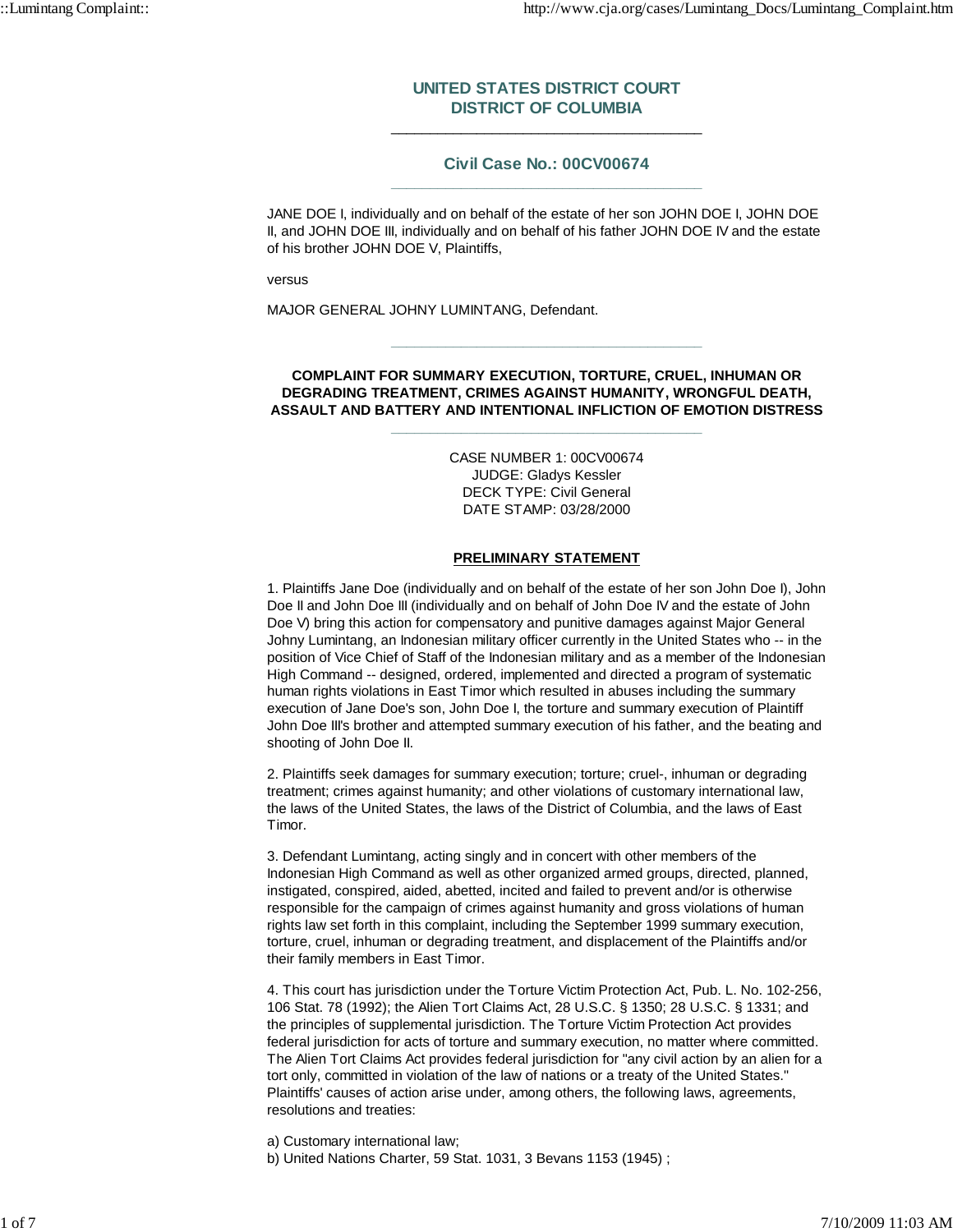# UNITED STATES DISTRICT COURT
# DISTRICT OF COLUMBIA

## Civil Case No.: 00CV00674

JANE DOE I, individually and on behalf of the estate of her son JOHN DOE I, JOHN DOE II, and JOHN DOE III, individually and on behalf of his father JOHN DOE IV and the estate of his brother JOHN DOE V, Plaintiffs,

versus

MAJOR GENERAL JOHNY LUMINTANG, Defendant.

**COMPLAINT FOR SUMMARY EXECUTION, TORTURE, CRUEL, INHUMAN OR DEGRADING TREATMENT, CRIMES AGAINST HUMANITY, WRONGFUL DEATH, ASSAULT AND BATTERY AND INTENTIONAL INFLICTION OF EMOTION DISTRESS**

CASE NUMBER 1: 00CV00674
JUDGE: Gladys Kessler
DECK TYPE: Civil General
DATE STAMP: 03/28/2000

**PRELIMINARY STATEMENT**

1. Plaintiffs Jane Doe (individually and on behalf of the estate of her son John Doe I), John Doe II and John Doe III (individually and on behalf of John Doe IV and the estate of John Doe V) bring this action for compensatory and punitive damages against Major General Johny Lumintang, an Indonesian military officer currently in the United States who -- in the position of Vice Chief of Staff of the Indonesian military and as a member of the Indonesian High Command -- designed, ordered, implemented and directed a program of systematic human rights violations in East Timor which resulted in abuses including the summary execution of Jane Doe's son, John Doe I, the torture and summary execution of Plaintiff John Doe III's brother and attempted summary execution of his father, and the beating and shooting of John Doe II.

2. Plaintiffs seek damages for summary execution; torture; cruel-, inhuman or degrading treatment; crimes against humanity; and other violations of customary international law, the laws of the United States, the laws of the District of Columbia, and the laws of East Timor.

3. Defendant Lumintang, acting singly and in concert with other members of the Indonesian High Command as well as other organized armed groups, directed, planned, instigated, conspired, aided, abetted, incited and failed to prevent and/or is otherwise responsible for the campaign of crimes against humanity and gross violations of human rights law set forth in this complaint, including the September 1999 summary execution, torture, cruel, inhuman or degrading treatment, and displacement of the Plaintiffs and/or their family members in East Timor.

4. This court has jurisdiction under the Torture Victim Protection Act, Pub. L. No. 102-256, 106 Stat. 78 (1992); the Alien Tort Claims Act, 28 U.S.C. § 1350; 28 U.S.C. § 1331; and the principles of supplemental jurisdiction. The Torture Victim Protection Act provides federal jurisdiction for acts of torture and summary execution, no matter where committed. The Alien Tort Claims Act provides federal jurisdiction for "any civil action by an alien for a tort only, committed in violation of the law of nations or a treaty of the United States." Plaintiffs' causes of action arise under, among others, the following laws, agreements, resolutions and treaties:

a) Customary international law;
b) United Nations Charter, 59 Stat. 1031, 3 Bevans 1153 (1945) ;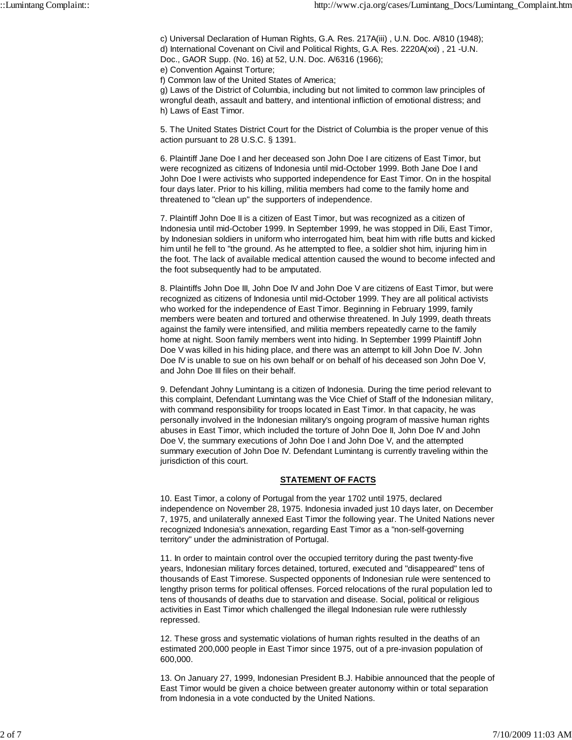c) Universal Declaration of Human Rights, G.A. Res. 217A(iii) , U.N. Doc. A/810 (1948);
d) International Covenant on Civil and Political Rights, G.A. Res. 2220A(xxi) , 21 -U.N. Doc., GAOR Supp. (No. 16) at 52, U.N. Doc. A/6316 (1966);
e) Convention Against Torture;
f) Common law of the United States of America;
g) Laws of the District of Columbia, including but not limited to common law principles of wrongful death, assault and battery, and intentional infliction of emotional distress; and
h) Laws of East Timor.

5. The United States District Court for the District of Columbia is the proper venue of this action pursuant to 28 U.S.C. § 1391.

6. Plaintiff Jane Doe I and her deceased son John Doe I are citizens of East Timor, but were recognized as citizens of Indonesia until mid-October 1999. Both Jane Doe I and John Doe I were activists who supported independence for East Timor. On in the hospital four days later. Prior to his killing, militia members had come to the family home and threatened to "clean up" the supporters of independence.

7. Plaintiff John Doe II is a citizen of East Timor, but was recognized as a citizen of Indonesia until mid-October 1999. In September 1999, he was stopped in Dili, East Timor, by Indonesian soldiers in uniform who interrogated him, beat him with rifle butts and kicked him until he fell to "the ground. As he attempted to flee, a soldier shot him, injuring him in the foot. The lack of available medical attention caused the wound to become infected and the foot subsequently had to be amputated.

8. Plaintiffs John Doe III, John Doe IV and John Doe V are citizens of East Timor, but were recognized as citizens of Indonesia until mid-October 1999. They are all political activists who worked for the independence of East Timor. Beginning in February 1999, family members were beaten and tortured and otherwise threatened. In July 1999, death threats against the family were intensified, and militia members repeatedly carne to the family home at night. Soon family members went into hiding. In September 1999 Plaintiff John Doe V was killed in his hiding place, and there was an attempt to kill John Doe IV. John Doe IV is unable to sue on his own behalf or on behalf of his deceased son John Doe V, and John Doe III files on their behalf.

9. Defendant Johny Lumintang is a citizen of Indonesia. During the time period relevant to this complaint, Defendant Lumintang was the Vice Chief of Staff of the Indonesian military, with command responsibility for troops located in East Timor. In that capacity, he was personally involved in the Indonesian military's ongoing program of massive human rights abuses in East Timor, which included the torture of John Doe II, John Doe IV and John Doe V, the summary executions of John Doe I and John Doe V, and the attempted summary execution of John Doe IV. Defendant Lumintang is currently traveling within the jurisdiction of this court.

## STATEMENT OF FACTS

10. East Timor, a colony of Portugal from the year 1702 until 1975, declared independence on November 28, 1975. Indonesia invaded just 10 days later, on December 7, 1975, and unilaterally annexed East Timor the following year. The United Nations never recognized Indonesia's annexation, regarding East Timor as a "non-self-governing territory" under the administration of Portugal.

11. In order to maintain control over the occupied territory during the past twenty-five years, Indonesian military forces detained, tortured, executed and "disappeared" tens of thousands of East Timorese. Suspected opponents of Indonesian rule were sentenced to lengthy prison terms for political offenses. Forced relocations of the rural population led to tens of thousands of deaths due to starvation and disease. Social, political or religious activities in East Timor which challenged the illegal Indonesian rule were ruthlessly repressed.

12. These gross and systematic violations of human rights resulted in the deaths of an estimated 200,000 people in East Timor since 1975, out of a pre-invasion population of 600,000.

13. On January 27, 1999, Indonesian President B.J. Habibie announced that the people of East Timor would be given a choice between greater autonomy within or total separation from Indonesia in a vote conducted by the United Nations.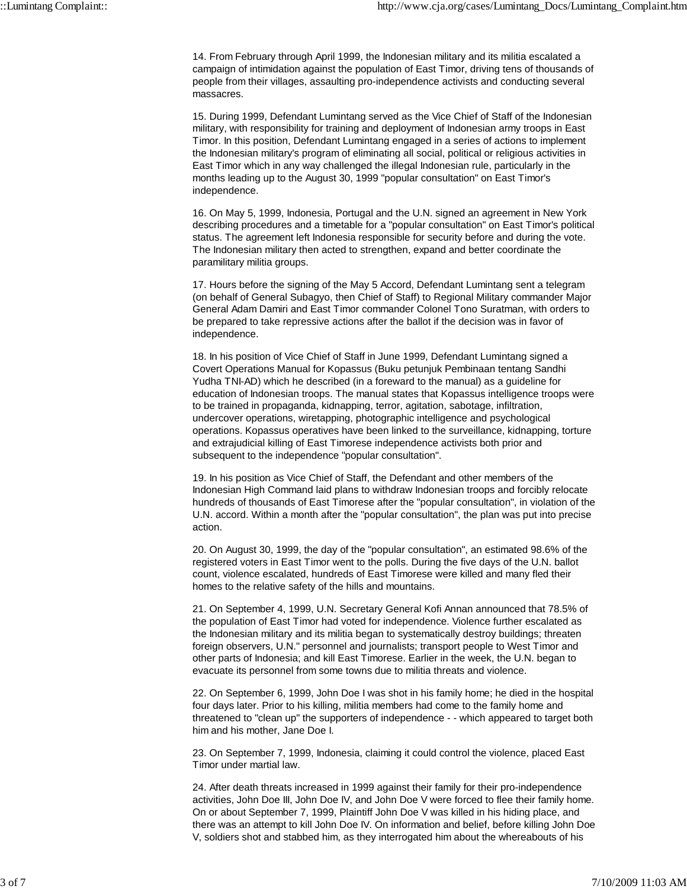14. From February through April 1999, the Indonesian military and its militia escalated a campaign of intimidation against the population of East Timor, driving tens of thousands of people from their villages, assaulting pro-independence activists and conducting several massacres.

15. During 1999, Defendant Lumintang served as the Vice Chief of Staff of the Indonesian military, with responsibility for training and deployment of Indonesian army troops in East Timor. In this position, Defendant Lumintang engaged in a series of actions to implement the Indonesian military's program of eliminating all social, political or religious activities in East Timor which in any way challenged the illegal Indonesian rule, particularly in the months leading up to the August 30, 1999 "popular consultation" on East Timor's independence.

16. On May 5, 1999, Indonesia, Portugal and the U.N. signed an agreement in New York describing procedures and a timetable for a "popular consultation" on East Timor's political status. The agreement left Indonesia responsible for security before and during the vote. The Indonesian military then acted to strengthen, expand and better coordinate the paramilitary militia groups.

17. Hours before the signing of the May 5 Accord, Defendant Lumintang sent a telegram (on behalf of General Subagyo, then Chief of Staff) to Regional Military commander Major General Adam Damiri and East Timor commander Colonel Tono Suratman, with orders to be prepared to take repressive actions after the ballot if the decision was in favor of independence.

18. In his position of Vice Chief of Staff in June 1999, Defendant Lumintang signed a Covert Operations Manual for Kopassus (Buku petunjuk Pembinaan tentang Sandhi Yudha TNI-AD) which he described (in a foreward to the manual) as a guideline for education of Indonesian troops. The manual states that Kopassus intelligence troops were to be trained in propaganda, kidnapping, terror, agitation, sabotage, infiltration, undercover operations, wiretapping, photographic intelligence and psychological operations. Kopassus operatives have been linked to the surveillance, kidnapping, torture and extrajudicial killing of East Timorese independence activists both prior and subsequent to the independence "popular consultation".

19. In his position as Vice Chief of Staff, the Defendant and other members of the Indonesian High Command laid plans to withdraw Indonesian troops and forcibly relocate hundreds of thousands of East Timorese after the "popular consultation", in violation of the U.N. accord. Within a month after the "popular consultation", the plan was put into precise action.

20. On August 30, 1999, the day of the "popular consultation", an estimated 98.6% of the registered voters in East Timor went to the polls. During the five days of the U.N. ballot count, violence escalated, hundreds of East Timorese were killed and many fled their homes to the relative safety of the hills and mountains.

21. On September 4, 1999, U.N. Secretary General Kofi Annan announced that 78.5% of the population of East Timor had voted for independence. Violence further escalated as the Indonesian military and its militia began to systematically destroy buildings; threaten foreign observers, U.N." personnel and journalists; transport people to West Timor and other parts of Indonesia; and kill East Timorese. Earlier in the week, the U.N. began to evacuate its personnel from some towns due to militia threats and violence.

22. On September 6, 1999, John Doe I was shot in his family home; he died in the hospital four days later. Prior to his killing, militia members had come to the family home and threatened to "clean up" the supporters of independence - - which appeared to target both him and his mother, Jane Doe I.

23. On September 7, 1999, Indonesia, claiming it could control the violence, placed East Timor under martial law.

24. After death threats increased in 1999 against their family for their pro-independence activities, John Doe III, John Doe IV, and John Doe V were forced to flee their family home. On or about September 7, 1999, Plaintiff John Doe V was killed in his hiding place, and there was an attempt to kill John Doe IV. On information and belief, before killing John Doe V, soldiers shot and stabbed him, as they interrogated him about the whereabouts of his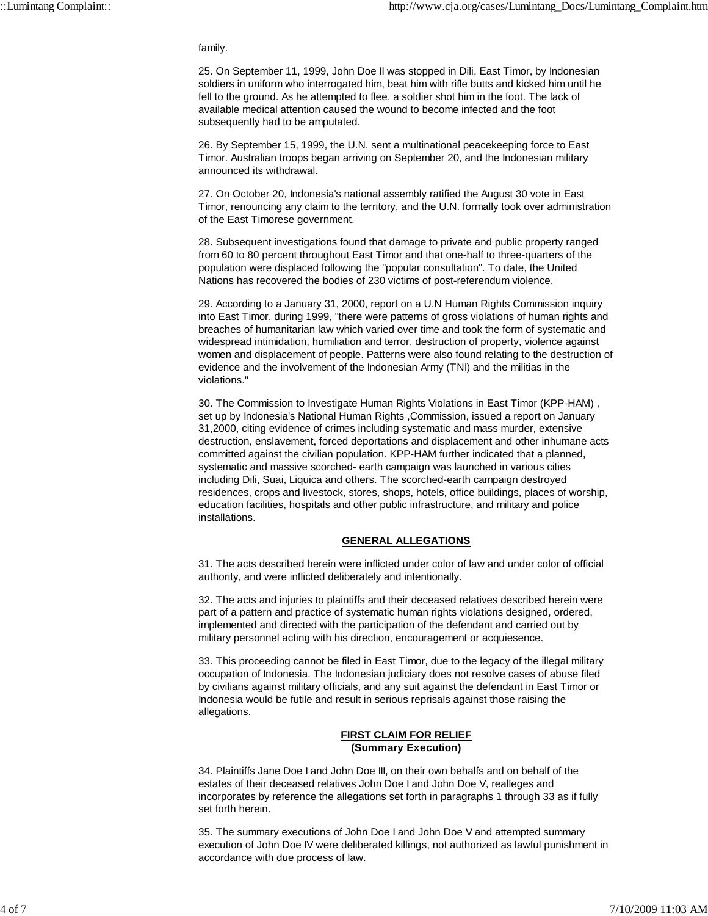family.

25. On September 11, 1999, John Doe II was stopped in Dili, East Timor, by Indonesian soldiers in uniform who interrogated him, beat him with rifle butts and kicked him until he fell to the ground. As he attempted to flee, a soldier shot him in the foot. The lack of available medical attention caused the wound to become infected and the foot subsequently had to be amputated.

26. By September 15, 1999, the U.N. sent a multinational peacekeeping force to East Timor. Australian troops began arriving on September 20, and the Indonesian military announced its withdrawal.

27. On October 20, Indonesia's national assembly ratified the August 30 vote in East Timor, renouncing any claim to the territory, and the U.N. formally took over administration of the East Timorese government.

28. Subsequent investigations found that damage to private and public property ranged from 60 to 80 percent throughout East Timor and that one-half to three-quarters of the population were displaced following the "popular consultation". To date, the United Nations has recovered the bodies of 230 victims of post-referendum violence.

29. According to a January 31, 2000, report on a U.N Human Rights Commission inquiry into East Timor, during 1999, "there were patterns of gross violations of human rights and breaches of humanitarian law which varied over time and took the form of systematic and widespread intimidation, humiliation and terror, destruction of property, violence against women and displacement of people. Patterns were also found relating to the destruction of evidence and the involvement of the Indonesian Army (TNI) and the militias in the violations."

30. The Commission to Investigate Human Rights Violations in East Timor (KPP-HAM) , set up by Indonesia's National Human Rights ,Commission, issued a report on January 31,2000, citing evidence of crimes including systematic and mass murder, extensive destruction, enslavement, forced deportations and displacement and other inhumane acts committed against the civilian population. KPP-HAM further indicated that a planned, systematic and massive scorched- earth campaign was launched in various cities including Dili, Suai, Liquica and others. The scorched-earth campaign destroyed residences, crops and livestock, stores, shops, hotels, office buildings, places of worship, education facilities, hospitals and other public infrastructure, and military and police installations.

## GENERAL ALLEGATIONS

31. The acts described herein were inflicted under color of law and under color of official authority, and were inflicted deliberately and intentionally.

32. The acts and injuries to plaintiffs and their deceased relatives described herein were part of a pattern and practice of systematic human rights violations designed, ordered, implemented and directed with the participation of the defendant and carried out by military personnel acting with his direction, encouragement or acquiesence.

33. This proceeding cannot be filed in East Timor, due to the legacy of the illegal military occupation of Indonesia. The Indonesian judiciary does not resolve cases of abuse filed by civilians against military officials, and any suit against the defendant in East Timor or Indonesia would be futile and result in serious reprisals against those raising the allegations.

## FIRST CLAIM FOR RELIEF
**(Summary Execution)**

34. Plaintiffs Jane Doe I and John Doe III, on their own behalfs and on behalf of the estates of their deceased relatives John Doe I and John Doe V, realleges and incorporates by reference the allegations set forth in paragraphs 1 through 33 as if fully set forth herein.

35. The summary executions of John Doe I and John Doe V and attempted summary execution of John Doe IV were deliberated killings, not authorized as lawful punishment in accordance with due process of law.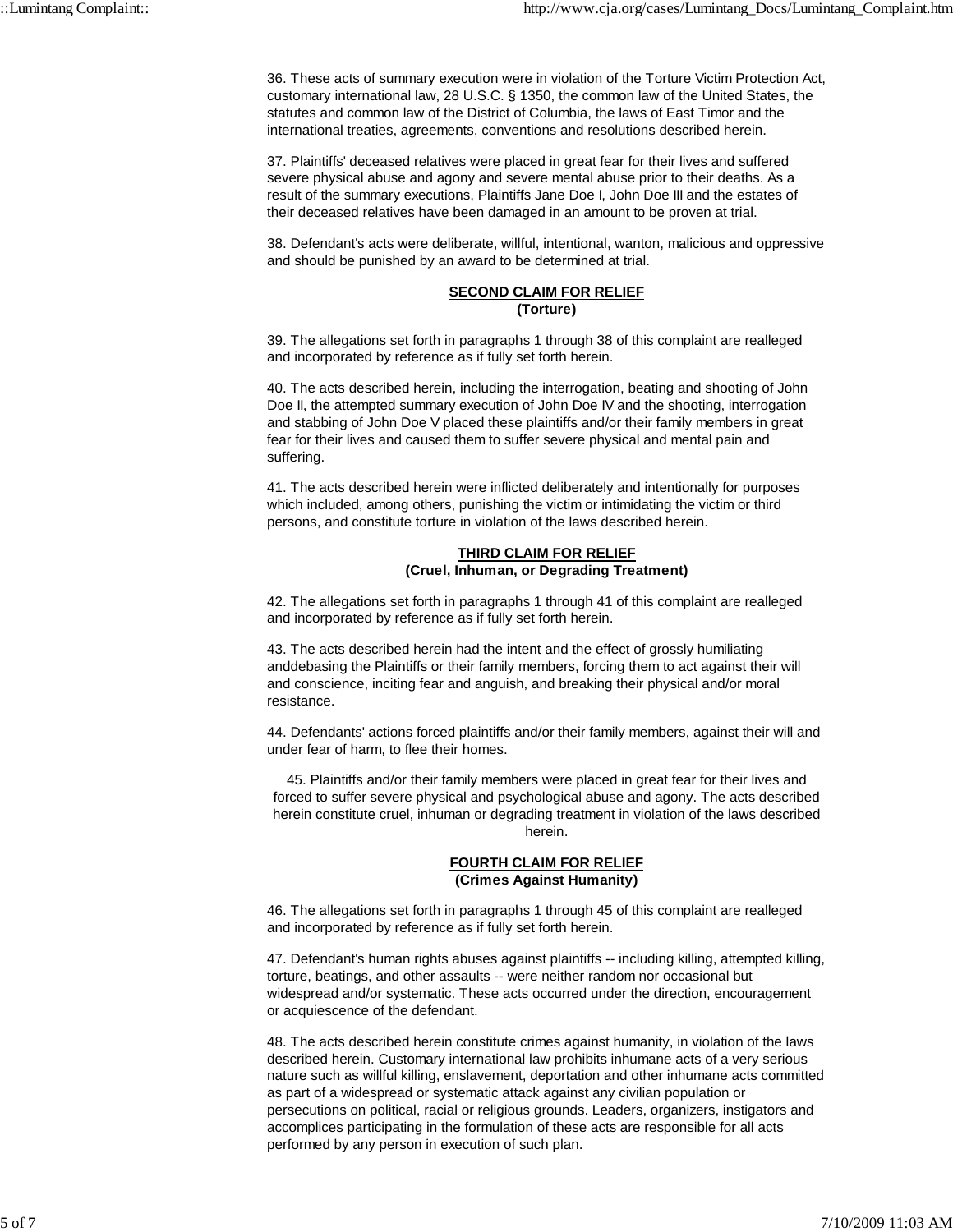36. These acts of summary execution were in violation of the Torture Victim Protection Act, customary international law, 28 U.S.C. § 1350, the common law of the United States, the statutes and common law of the District of Columbia, the laws of East Timor and the international treaties, agreements, conventions and resolutions described herein.

37. Plaintiffs' deceased relatives were placed in great fear for their lives and suffered severe physical abuse and agony and severe mental abuse prior to their deaths. As a result of the summary executions, Plaintiffs Jane Doe I, John Doe III and the estates of their deceased relatives have been damaged in an amount to be proven at trial.

38. Defendant's acts were deliberate, willful, intentional, wanton, malicious and oppressive and should be punished by an award to be determined at trial.

**SECOND CLAIM FOR RELIEF**
**(Torture)**

39. The allegations set forth in paragraphs 1 through 38 of this complaint are realleged and incorporated by reference as if fully set forth herein.

40. The acts described herein, including the interrogation, beating and shooting of John Doe II, the attempted summary execution of John Doe IV and the shooting, interrogation and stabbing of John Doe V placed these plaintiffs and/or their family members in great fear for their lives and caused them to suffer severe physical and mental pain and suffering.

41. The acts described herein were inflicted deliberately and intentionally for purposes which included, among others, punishing the victim or intimidating the victim or third persons, and constitute torture in violation of the laws described herein.

**THIRD CLAIM FOR RELIEF**
**(Cruel, Inhuman, or Degrading Treatment)**

42. The allegations set forth in paragraphs 1 through 41 of this complaint are realleged and incorporated by reference as if fully set forth herein.

43. The acts described herein had the intent and the effect of grossly humiliating anddebasing the Plaintiffs or their family members, forcing them to act against their will and conscience, inciting fear and anguish, and breaking their physical and/or moral resistance.

44. Defendants' actions forced plaintiffs and/or their family members, against their will and under fear of harm, to flee their homes.

45. Plaintiffs and/or their family members were placed in great fear for their lives and forced to suffer severe physical and psychological abuse and agony. The acts described herein constitute cruel, inhuman or degrading treatment in violation of the laws described herein.

**FOURTH CLAIM FOR RELIEF**
**(Crimes Against Humanity)**

46. The allegations set forth in paragraphs 1 through 45 of this complaint are realleged and incorporated by reference as if fully set forth herein.

47. Defendant's human rights abuses against plaintiffs -- including killing, attempted killing, torture, beatings, and other assaults -- were neither random nor occasional but widespread and/or systematic. These acts occurred under the direction, encouragement or acquiescence of the defendant.

48. The acts described herein constitute crimes against humanity, in violation of the laws described herein. Customary international law prohibits inhumane acts of a very serious nature such as willful killing, enslavement, deportation and other inhumane acts committed as part of a widespread or systematic attack against any civilian population or persecutions on political, racial or religious grounds. Leaders, organizers, instigators and accomplices participating in the formulation of these acts are responsible for all acts performed by any person in execution of such plan.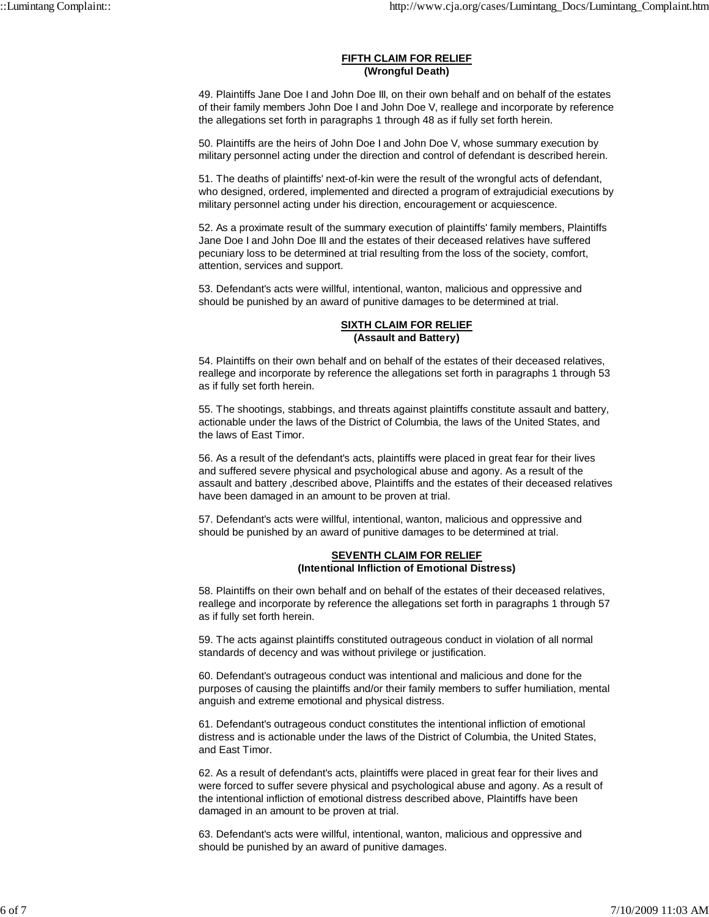## FIFTH CLAIM FOR RELIEF
**(Wrongful Death)**

49. Plaintiffs Jane Doe I and John Doe III, on their own behalf and on behalf of the estates of their family members John Doe I and John Doe V, reallege and incorporate by reference the allegations set forth in paragraphs 1 through 48 as if fully set forth herein.

50. Plaintiffs are the heirs of John Doe I and John Doe V, whose summary execution by military personnel acting under the direction and control of defendant is described herein.

51. The deaths of plaintiffs' next-of-kin were the result of the wrongful acts of defendant, who designed, ordered, implemented and directed a program of extrajudicial executions by military personnel acting under his direction, encouragement or acquiescence.

52. As a proximate result of the summary execution of plaintiffs' family members, Plaintiffs Jane Doe I and John Doe III and the estates of their deceased relatives have suffered pecuniary loss to be determined at trial resulting from the loss of the society, comfort, attention, services and support.

53. Defendant's acts were willful, intentional, wanton, malicious and oppressive and should be punished by an award of punitive damages to be determined at trial.

## SIXTH CLAIM FOR RELIEF
**(Assault and Battery)**

54. Plaintiffs on their own behalf and on behalf of the estates of their deceased relatives, reallege and incorporate by reference the allegations set forth in paragraphs 1 through 53 as if fully set forth herein.

55. The shootings, stabbings, and threats against plaintiffs constitute assault and battery, actionable under the laws of the District of Columbia, the laws of the United States, and the laws of East Timor.

56. As a result of the defendant's acts, plaintiffs were placed in great fear for their lives and suffered severe physical and psychological abuse and agony. As a result of the assault and battery ,described above, Plaintiffs and the estates of their deceased relatives have been damaged in an amount to be proven at trial.

57. Defendant's acts were willful, intentional, wanton, malicious and oppressive and should be punished by an award of punitive damages to be determined at trial.

## SEVENTH CLAIM FOR RELIEF
**(Intentional Infliction of Emotional Distress)**

58. Plaintiffs on their own behalf and on behalf of the estates of their deceased relatives, reallege and incorporate by reference the allegations set forth in paragraphs 1 through 57 as if fully set forth herein.

59. The acts against plaintiffs constituted outrageous conduct in violation of all normal standards of decency and was without privilege or justification.

60. Defendant's outrageous conduct was intentional and malicious and done for the purposes of causing the plaintiffs and/or their family members to suffer humiliation, mental anguish and extreme emotional and physical distress.

61. Defendant's outrageous conduct constitutes the intentional infliction of emotional distress and is actionable under the laws of the District of Columbia, the United States, and East Timor.

62. As a result of defendant's acts, plaintiffs were placed in great fear for their lives and were forced to suffer severe physical and psychological abuse and agony. As a result of the intentional infliction of emotional distress described above, Plaintiffs have been damaged in an amount to be proven at trial.

63. Defendant's acts were willful, intentional, wanton, malicious and oppressive and should be punished by an award of punitive damages.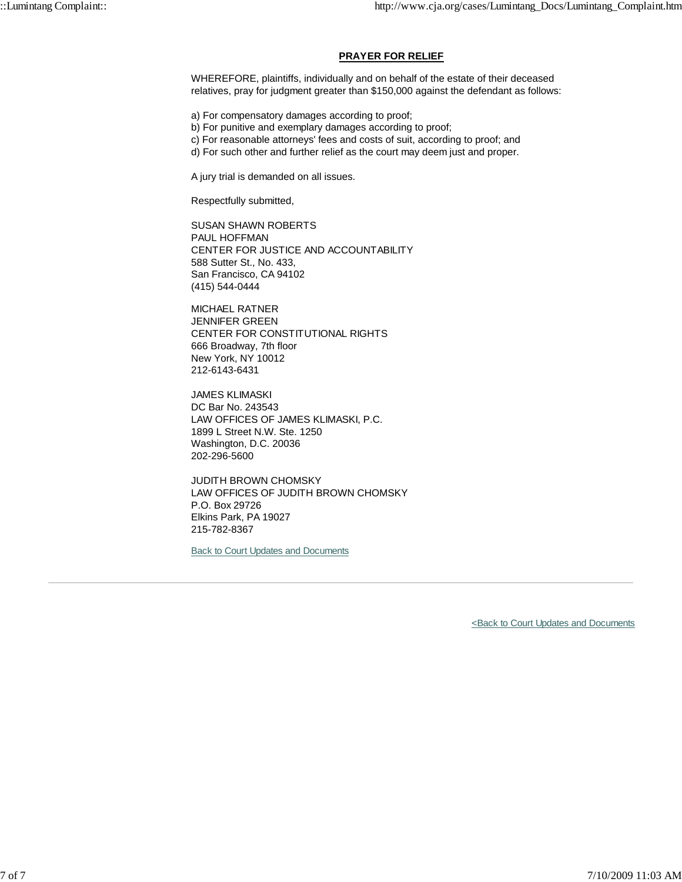## PRAYER FOR RELIEF

WHEREFORE, plaintiffs, individually and on behalf of the estate of their deceased relatives, pray for judgment greater than $150,000 against the defendant as follows:

a) For compensatory damages according to proof;
b) For punitive and exemplary damages according to proof;
c) For reasonable attorneys' fees and costs of suit, according to proof; and
d) For such other and further relief as the court may deem just and proper.

A jury trial is demanded on all issues.

Respectfully submitted,

SUSAN SHAWN ROBERTS
PAUL HOFFMAN
CENTER FOR JUSTICE AND ACCOUNTABILITY
588 Sutter St., No. 433,
San Francisco, CA 94102
(415) 544-0444

MICHAEL RATNER
JENNIFER GREEN
CENTER FOR CONSTITUTIONAL RIGHTS
666 Broadway, 7th floor
New York, NY 10012
212-6143-6431

JAMES KLIMASKI
DC Bar No. 243543
LAW OFFICES OF JAMES KLIMASKI, P.C.
1899 L Street N.W. Ste. 1250
Washington, D.C. 20036
202-296-5600

JUDITH BROWN CHOMSKY
LAW OFFICES OF JUDITH BROWN CHOMSKY
P.O. Box 29726
Elkins Park, PA 19027
215-782-8367

Back to Court Updates and Documents

<Back to Court Updates and Documents